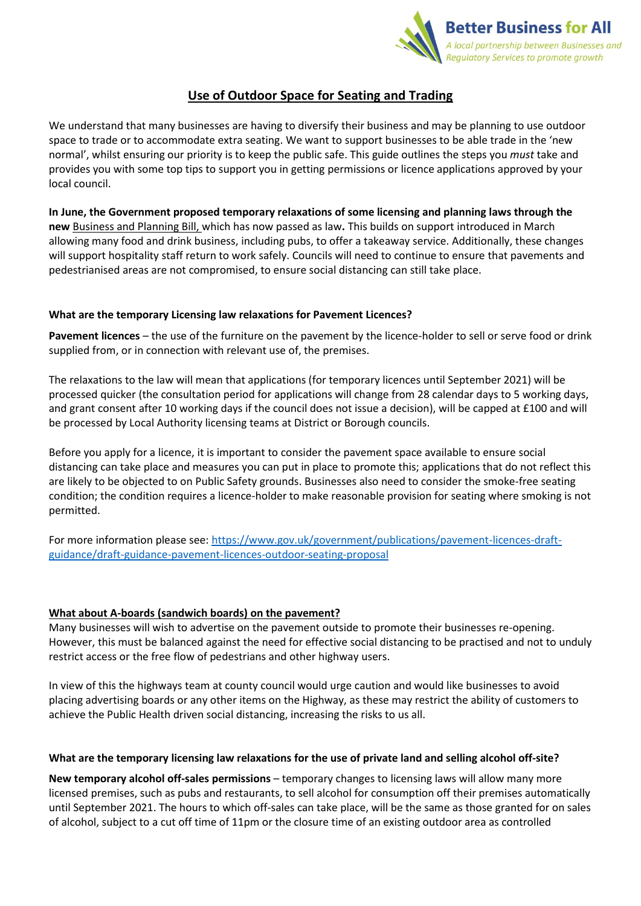Better Business for All
A local partnership between Businesses and Regulatory Services to promote growth

# Use of Outdoor Space for Seating and Trading

We understand that many businesses are having to diversify their business and may be planning to use outdoor space to trade or to accommodate extra seating. We want to support businesses to be able trade in the 'new normal', whilst ensuring our priority is to keep the public safe. This guide outlines the steps you *must* take and provides you with some top tips to support you in getting permissions or licence applications approved by your local council.

**In June, the Government proposed temporary relaxations of some licensing and planning laws through the new** Business and Planning Bill, which has now passed as law**.** This builds on support introduced in March allowing many food and drink business, including pubs, to offer a takeaway service. Additionally, these changes will support hospitality staff return to work safely. Councils will need to continue to ensure that pavements and pedestrianised areas are not compromised, to ensure social distancing can still take place.

### What are the temporary Licensing law relaxations for Pavement Licences?

**Pavement licences** – the use of the furniture on the pavement by the licence-holder to sell or serve food or drink supplied from, or in connection with relevant use of, the premises.

The relaxations to the law will mean that applications (for temporary licences until September 2021) will be processed quicker (the consultation period for applications will change from 28 calendar days to 5 working days, and grant consent after 10 working days if the council does not issue a decision), will be capped at £100 and will be processed by Local Authority licensing teams at District or Borough councils.

Before you apply for a licence, it is important to consider the pavement space available to ensure social distancing can take place and measures you can put in place to promote this; applications that do not reflect this are likely to be objected to on Public Safety grounds. Businesses also need to consider the smoke-free seating condition; the condition requires a licence-holder to make reasonable provision for seating where smoking is not permitted.

For more information please see: https://www.gov.uk/government/publications/pavement-licences-draft-guidance/draft-guidance-pavement-licences-outdoor-seating-proposal

### What about A-boards (sandwich boards) on the pavement?

Many businesses will wish to advertise on the pavement outside to promote their businesses re-opening. However, this must be balanced against the need for effective social distancing to be practised and not to unduly restrict access or the free flow of pedestrians and other highway users.

In view of this the highways team at county council would urge caution and would like businesses to avoid placing advertising boards or any other items on the Highway, as these may restrict the ability of customers to achieve the Public Health driven social distancing, increasing the risks to us all.

### What are the temporary licensing law relaxations for the use of private land and selling alcohol off-site?

**New temporary alcohol off-sales permissions** – temporary changes to licensing laws will allow many more licensed premises, such as pubs and restaurants, to sell alcohol for consumption off their premises automatically until September 2021. The hours to which off-sales can take place, will be the same as those granted for on sales of alcohol, subject to a cut off time of 11pm or the closure time of an existing outdoor area as controlled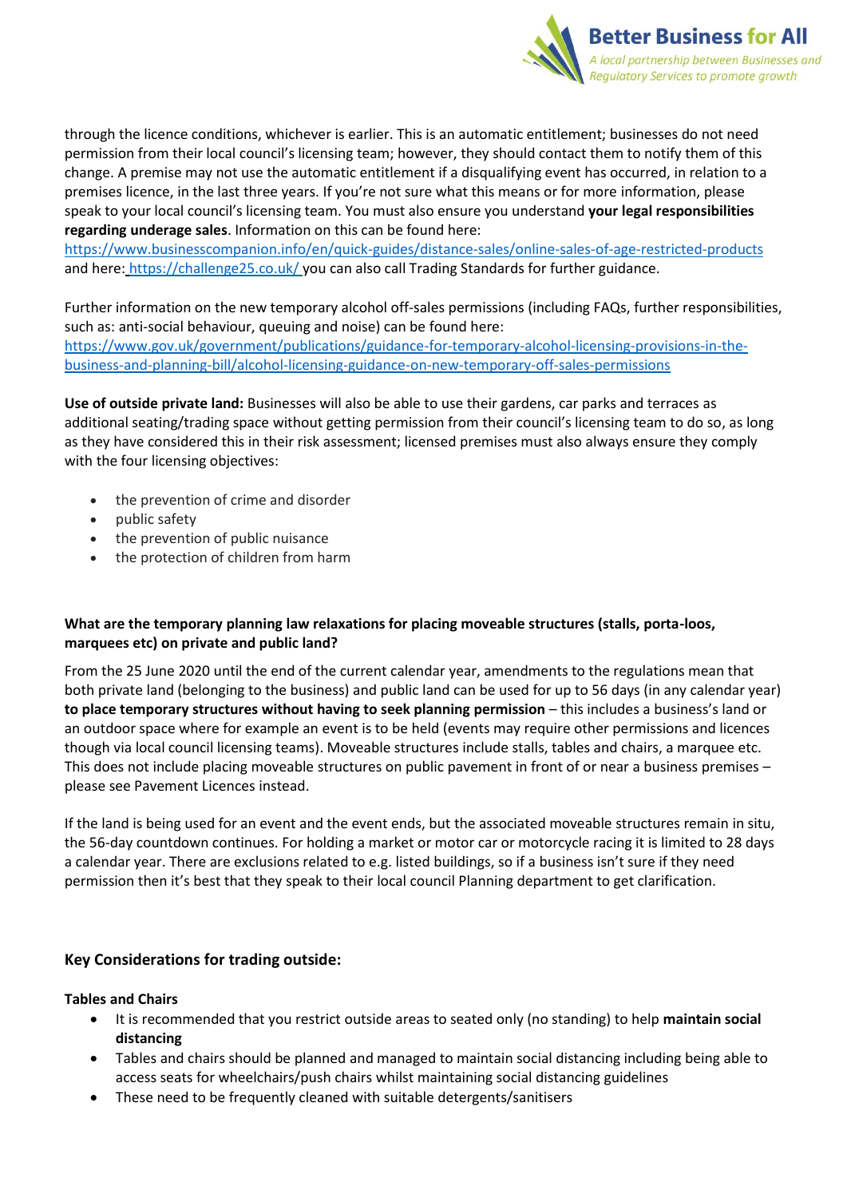through the licence conditions, whichever is earlier. This is an automatic entitlement; businesses do not need permission from their local council's licensing team; however, they should contact them to notify them of this change. A premise may not use the automatic entitlement if a disqualifying event has occurred, in relation to a premises licence, in the last three years. If you're not sure what this means or for more information, please speak to your local council's licensing team. You must also ensure you understand **your legal responsibilities regarding underage sales**. Information on this can be found here: https://www.businesscompanion.info/en/quick-guides/distance-sales/online-sales-of-age-restricted-products and here: https://challenge25.co.uk/ you can also call Trading Standards for further guidance.

Further information on the new temporary alcohol off-sales permissions (including FAQs, further responsibilities, such as: anti-social behaviour, queuing and noise) can be found here: https://www.gov.uk/government/publications/guidance-for-temporary-alcohol-licensing-provisions-in-the-business-and-planning-bill/alcohol-licensing-guidance-on-new-temporary-off-sales-permissions

**Use of outside private land:** Businesses will also be able to use their gardens, car parks and terraces as additional seating/trading space without getting permission from their council's licensing team to do so, as long as they have considered this in their risk assessment; licensed premises must also always ensure they comply with the four licensing objectives:

- the prevention of crime and disorder
- public safety
- the prevention of public nuisance
- the protection of children from harm

**What are the temporary planning law relaxations for placing moveable structures (stalls, porta-loos, marquees etc) on private and public land?**

From the 25 June 2020 until the end of the current calendar year, amendments to the regulations mean that both private land (belonging to the business) and public land can be used for up to 56 days (in any calendar year) **to place temporary structures without having to seek planning permission** – this includes a business's land or an outdoor space where for example an event is to be held (events may require other permissions and licences though via local council licensing teams). Moveable structures include stalls, tables and chairs, a marquee etc. This does not include placing moveable structures on public pavement in front of or near a business premises – please see Pavement Licences instead.

If the land is being used for an event and the event ends, but the associated moveable structures remain in situ, the 56-day countdown continues. For holding a market or motor car or motorcycle racing it is limited to 28 days a calendar year. There are exclusions related to e.g. listed buildings, so if a business isn't sure if they need permission then it's best that they speak to their local council Planning department to get clarification.

## Key Considerations for trading outside:

**Tables and Chairs**

- It is recommended that you restrict outside areas to seated only (no standing) to help **maintain social distancing**
- Tables and chairs should be planned and managed to maintain social distancing including being able to access seats for wheelchairs/push chairs whilst maintaining social distancing guidelines
- These need to be frequently cleaned with suitable detergents/sanitisers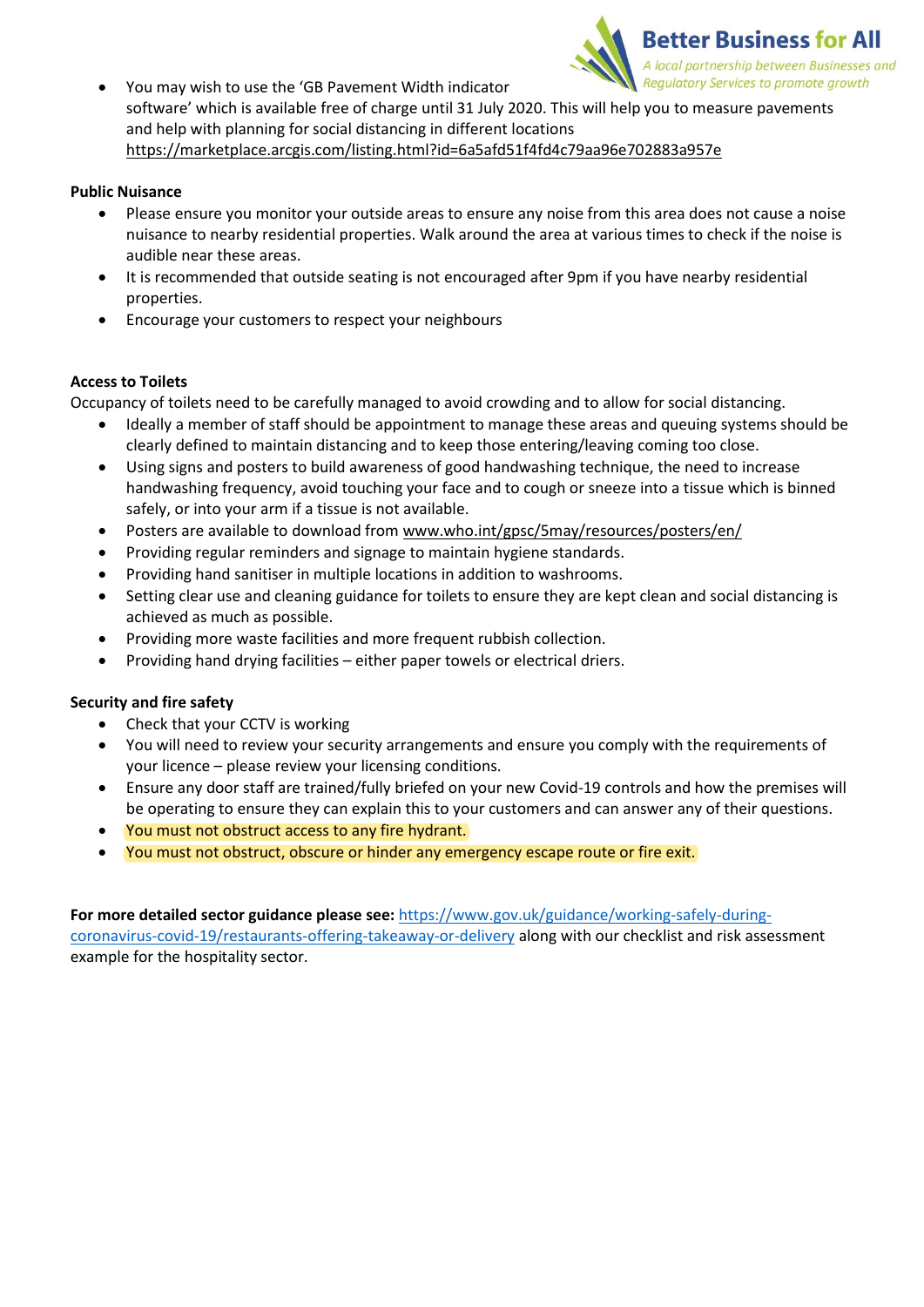- You may wish to use the 'GB Pavement Width indicator software' which is available free of charge until 31 July 2020. This will help you to measure pavements and help with planning for social distancing in different locations https://marketplace.arcgis.com/listing.html?id=6a5afd51f4fd4c79aa96e702883a957e

**Public Nuisance**

- Please ensure you monitor your outside areas to ensure any noise from this area does not cause a noise nuisance to nearby residential properties. Walk around the area at various times to check if the noise is audible near these areas.
- It is recommended that outside seating is not encouraged after 9pm if you have nearby residential properties.
- Encourage your customers to respect your neighbours

**Access to Toilets**

Occupancy of toilets need to be carefully managed to avoid crowding and to allow for social distancing.

- Ideally a member of staff should be appointment to manage these areas and queuing systems should be clearly defined to maintain distancing and to keep those entering/leaving coming too close.
- Using signs and posters to build awareness of good handwashing technique, the need to increase handwashing frequency, avoid touching your face and to cough or sneeze into a tissue which is binned safely, or into your arm if a tissue is not available.
- Posters are available to download from www.who.int/gpsc/5may/resources/posters/en/
- Providing regular reminders and signage to maintain hygiene standards.
- Providing hand sanitiser in multiple locations in addition to washrooms.
- Setting clear use and cleaning guidance for toilets to ensure they are kept clean and social distancing is achieved as much as possible.
- Providing more waste facilities and more frequent rubbish collection.
- Providing hand drying facilities – either paper towels or electrical driers.

**Security and fire safety**

- Check that your CCTV is working
- You will need to review your security arrangements and ensure you comply with the requirements of your licence – please review your licensing conditions.
- Ensure any door staff are trained/fully briefed on your new Covid-19 controls and how the premises will be operating to ensure they can explain this to your customers and can answer any of their questions.
- You must not obstruct access to any fire hydrant.
- You must not obstruct, obscure or hinder any emergency escape route or fire exit.

**For more detailed sector guidance please see:** https://www.gov.uk/guidance/working-safely-during-coronavirus-covid-19/restaurants-offering-takeaway-or-delivery along with our checklist and risk assessment example for the hospitality sector.